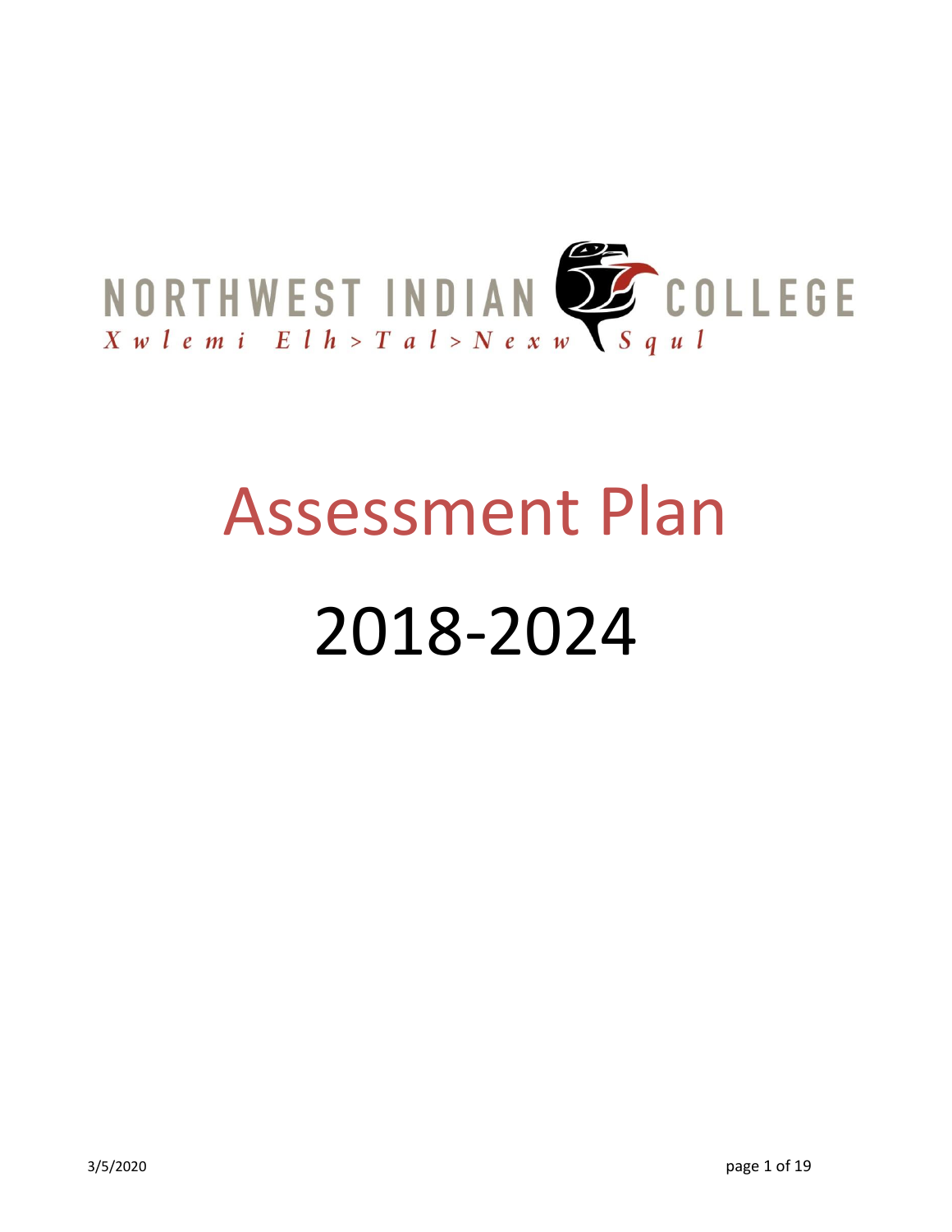NORTHWEST INDIAN COLLEGE

*Xwlemi Elh>Tal>Nexw Squl*

# Assessment Plan

# 2018-2024

3/5/2020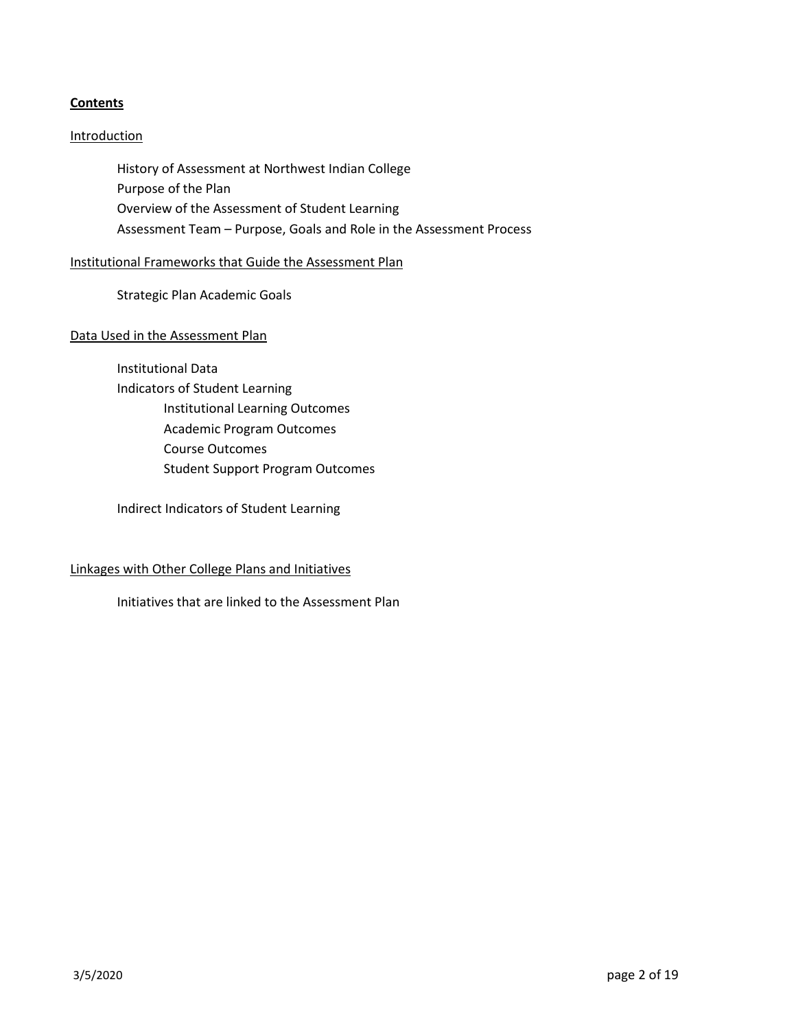## **Contents**

### Introduction

- History of Assessment at Northwest Indian College
- Purpose of the Plan
- Overview of the Assessment of Student Learning
- Assessment Team – Purpose, Goals and Role in the Assessment Process

### Institutional Frameworks that Guide the Assessment Plan

- Strategic Plan Academic Goals

### Data Used in the Assessment Plan

- Institutional Data
- Indicators of Student Learning
  - Institutional Learning Outcomes
  - Academic Program Outcomes
  - Course Outcomes
  - Student Support Program Outcomes
- Indirect Indicators of Student Learning

### Linkages with Other College Plans and Initiatives

- Initiatives that are linked to the Assessment Plan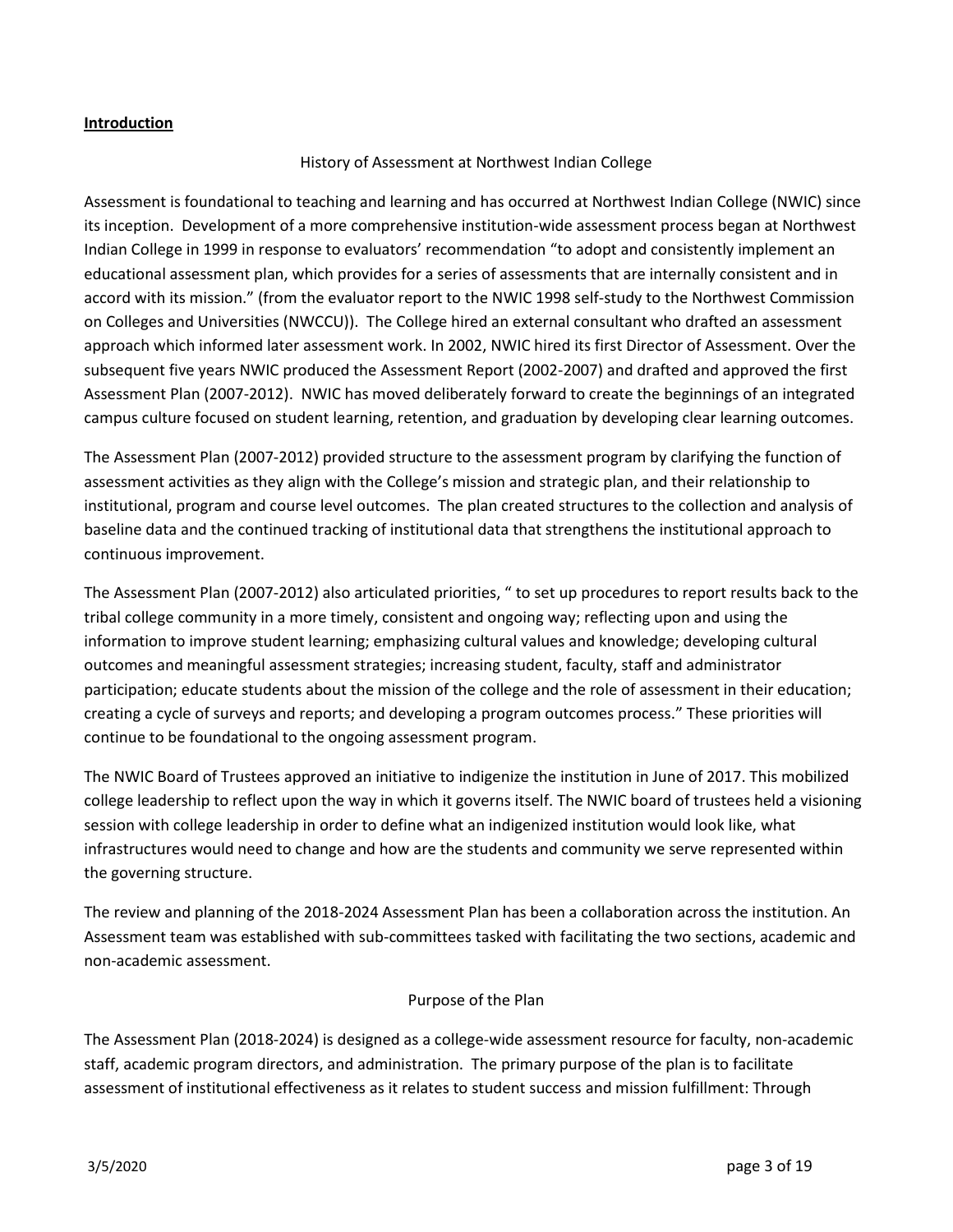## **Introduction**

### History of Assessment at Northwest Indian College

Assessment is foundational to teaching and learning and has occurred at Northwest Indian College (NWIC) since its inception. Development of a more comprehensive institution-wide assessment process began at Northwest Indian College in 1999 in response to evaluators' recommendation "to adopt and consistently implement an educational assessment plan, which provides for a series of assessments that are internally consistent and in accord with its mission." (from the evaluator report to the NWIC 1998 self-study to the Northwest Commission on Colleges and Universities (NWCCU)). The College hired an external consultant who drafted an assessment approach which informed later assessment work. In 2002, NWIC hired its first Director of Assessment. Over the subsequent five years NWIC produced the Assessment Report (2002-2007) and drafted and approved the first Assessment Plan (2007-2012). NWIC has moved deliberately forward to create the beginnings of an integrated campus culture focused on student learning, retention, and graduation by developing clear learning outcomes.

The Assessment Plan (2007-2012) provided structure to the assessment program by clarifying the function of assessment activities as they align with the College's mission and strategic plan, and their relationship to institutional, program and course level outcomes. The plan created structures to the collection and analysis of baseline data and the continued tracking of institutional data that strengthens the institutional approach to continuous improvement.

The Assessment Plan (2007-2012) also articulated priorities, " to set up procedures to report results back to the tribal college community in a more timely, consistent and ongoing way; reflecting upon and using the information to improve student learning; emphasizing cultural values and knowledge; developing cultural outcomes and meaningful assessment strategies; increasing student, faculty, staff and administrator participation; educate students about the mission of the college and the role of assessment in their education; creating a cycle of surveys and reports; and developing a program outcomes process." These priorities will continue to be foundational to the ongoing assessment program.

The NWIC Board of Trustees approved an initiative to indigenize the institution in June of 2017. This mobilized college leadership to reflect upon the way in which it governs itself. The NWIC board of trustees held a visioning session with college leadership in order to define what an indigenized institution would look like, what infrastructures would need to change and how are the students and community we serve represented within the governing structure.

The review and planning of the 2018-2024 Assessment Plan has been a collaboration across the institution. An Assessment team was established with sub-committees tasked with facilitating the two sections, academic and non-academic assessment.

### Purpose of the Plan

The Assessment Plan (2018-2024) is designed as a college-wide assessment resource for faculty, non-academic staff, academic program directors, and administration. The primary purpose of the plan is to facilitate assessment of institutional effectiveness as it relates to student success and mission fulfillment: Through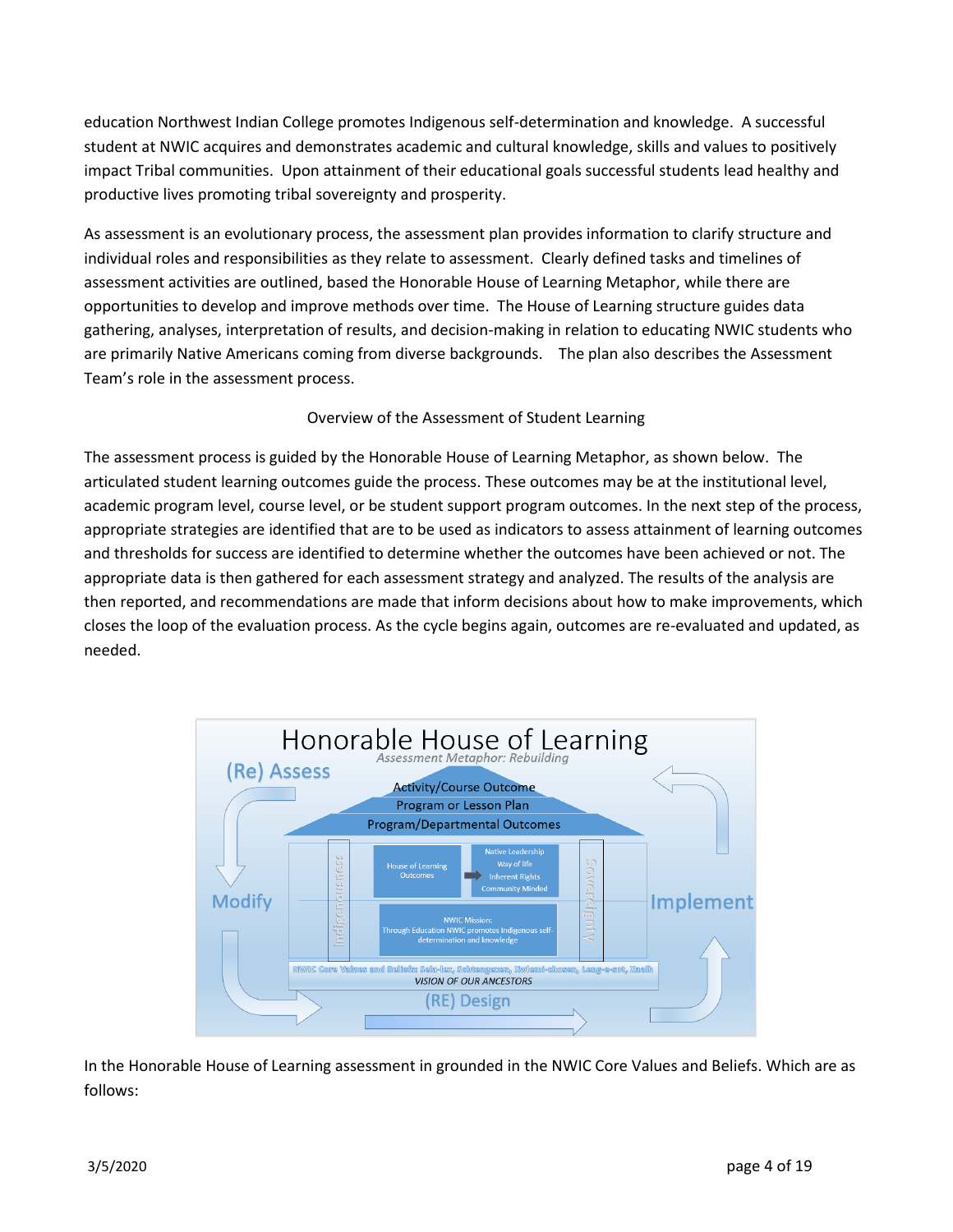education Northwest Indian College promotes Indigenous self-determination and knowledge. A successful student at NWIC acquires and demonstrates academic and cultural knowledge, skills and values to positively impact Tribal communities. Upon attainment of their educational goals successful students lead healthy and productive lives promoting tribal sovereignty and prosperity.

As assessment is an evolutionary process, the assessment plan provides information to clarify structure and individual roles and responsibilities as they relate to assessment. Clearly defined tasks and timelines of assessment activities are outlined, based the Honorable House of Learning Metaphor, while there are opportunities to develop and improve methods over time. The House of Learning structure guides data gathering, analyses, interpretation of results, and decision-making in relation to educating NWIC students who are primarily Native Americans coming from diverse backgrounds. The plan also describes the Assessment Team's role in the assessment process.

## Overview of the Assessment of Student Learning

The assessment process is guided by the Honorable House of Learning Metaphor, as shown below. The articulated student learning outcomes guide the process. These outcomes may be at the institutional level, academic program level, course level, or be student support program outcomes. In the next step of the process, appropriate strategies are identified that are to be used as indicators to assess attainment of learning outcomes and thresholds for success are identified to determine whether the outcomes have been achieved or not. The appropriate data is then gathered for each assessment strategy and analyzed. The results of the analysis are then reported, and recommendations are made that inform decisions about how to make improvements, which closes the loop of the evaluation process. As the cycle begins again, outcomes are re-evaluated and updated, as needed.

**Honorable House of Learning**

*Assessment Metaphor: Rebuilding*

(Re) Assess — Implement — (RE) Design — Modify

Activity/Course Outcome
Program or Lesson Plan
Program/Departmental Outcomes

Indigenousness | House of Learning Outcomes → Native Leadership, Way of life, Inherent Rights, Community Minded | Sovereignty

NWIC Mission: Through Education NWIC promotes Indigenous self-determination and knowledge

NWIC Core Values and Beliefs: Sela-lux, Schtengexen, Xwlemi-chosen, Lang-e-sot, Xnalh

*VISION OF OUR ANCESTORS*

In the Honorable House of Learning assessment in grounded in the NWIC Core Values and Beliefs. Which are as follows: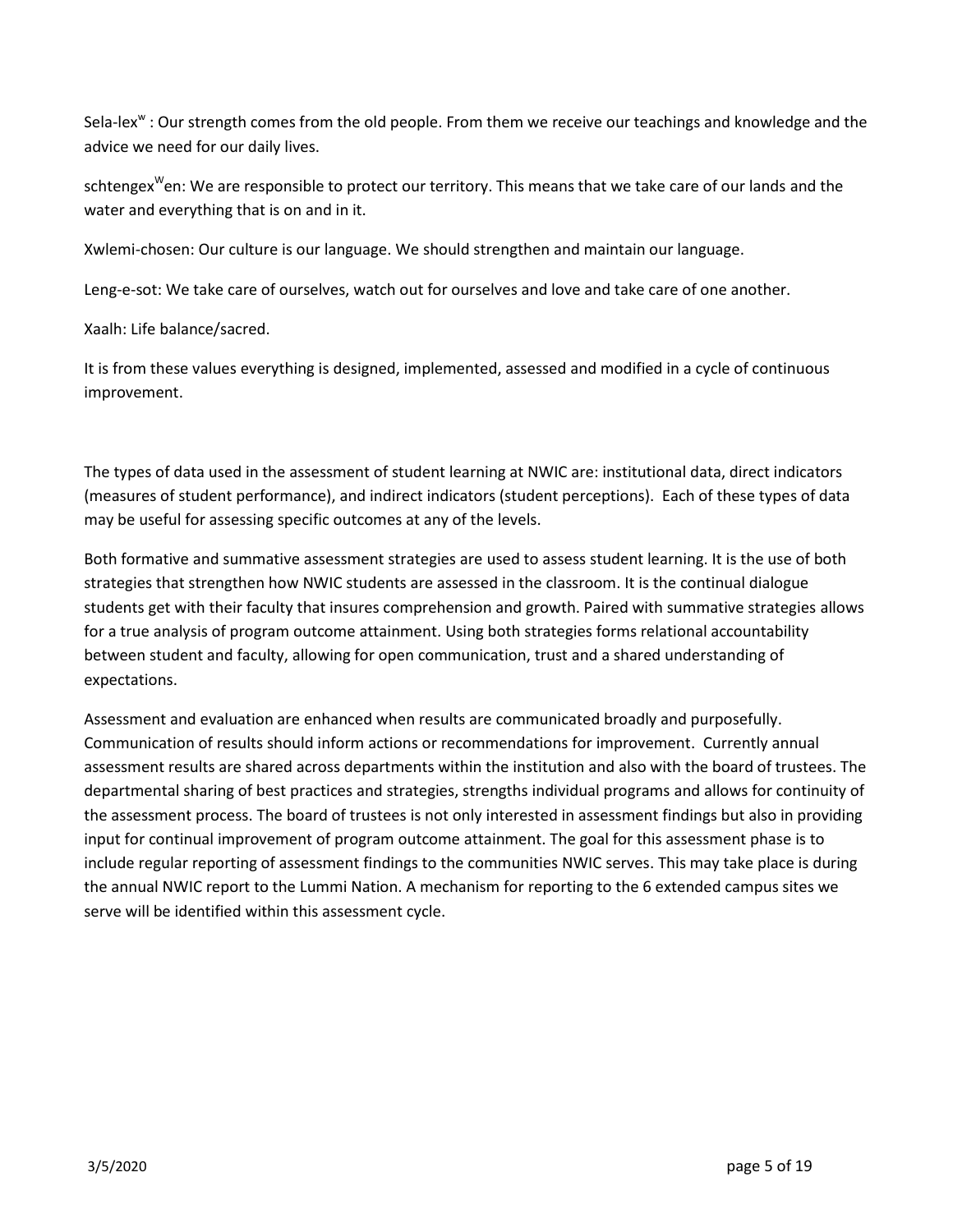Sela-lex$^{w}$ : Our strength comes from the old people. From them we receive our teachings and knowledge and the advice we need for our daily lives.

schtengex$^{W}$en: We are responsible to protect our territory. This means that we take care of our lands and the water and everything that is on and in it.

Xwlemi-chosen: Our culture is our language. We should strengthen and maintain our language.

Leng-e-sot: We take care of ourselves, watch out for ourselves and love and take care of one another.

Xaalh: Life balance/sacred.

It is from these values everything is designed, implemented, assessed and modified in a cycle of continuous improvement.

The types of data used in the assessment of student learning at NWIC are: institutional data, direct indicators (measures of student performance), and indirect indicators (student perceptions). Each of these types of data may be useful for assessing specific outcomes at any of the levels.

Both formative and summative assessment strategies are used to assess student learning. It is the use of both strategies that strengthen how NWIC students are assessed in the classroom. It is the continual dialogue students get with their faculty that insures comprehension and growth. Paired with summative strategies allows for a true analysis of program outcome attainment. Using both strategies forms relational accountability between student and faculty, allowing for open communication, trust and a shared understanding of expectations.

Assessment and evaluation are enhanced when results are communicated broadly and purposefully. Communication of results should inform actions or recommendations for improvement. Currently annual assessment results are shared across departments within the institution and also with the board of trustees. The departmental sharing of best practices and strategies, strengths individual programs and allows for continuity of the assessment process. The board of trustees is not only interested in assessment findings but also in providing input for continual improvement of program outcome attainment. The goal for this assessment phase is to include regular reporting of assessment findings to the communities NWIC serves. This may take place is during the annual NWIC report to the Lummi Nation. A mechanism for reporting to the 6 extended campus sites we serve will be identified within this assessment cycle.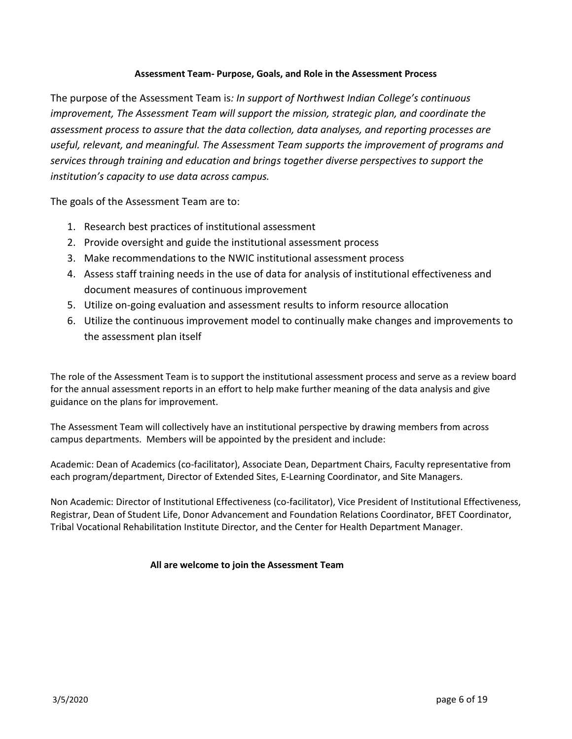**Assessment Team- Purpose, Goals, and Role in the Assessment Process**

The purpose of the Assessment Team is*: In support of Northwest Indian College's continuous improvement, The Assessment Team will support the mission, strategic plan, and coordinate the assessment process to assure that the data collection, data analyses, and reporting processes are useful, relevant, and meaningful. The Assessment Team supports the improvement of programs and services through training and education and brings together diverse perspectives to support the institution's capacity to use data across campus.*

The goals of the Assessment Team are to:

1. Research best practices of institutional assessment
2. Provide oversight and guide the institutional assessment process
3. Make recommendations to the NWIC institutional assessment process
4. Assess staff training needs in the use of data for analysis of institutional effectiveness and document measures of continuous improvement
5. Utilize on-going evaluation and assessment results to inform resource allocation
6. Utilize the continuous improvement model to continually make changes and improvements to the assessment plan itself

The role of the Assessment Team is to support the institutional assessment process and serve as a review board for the annual assessment reports in an effort to help make further meaning of the data analysis and give guidance on the plans for improvement.

The Assessment Team will collectively have an institutional perspective by drawing members from across campus departments. Members will be appointed by the president and include:

Academic: Dean of Academics (co-facilitator), Associate Dean, Department Chairs, Faculty representative from each program/department, Director of Extended Sites, E-Learning Coordinator, and Site Managers.

Non Academic: Director of Institutional Effectiveness (co-facilitator), Vice President of Institutional Effectiveness, Registrar, Dean of Student Life, Donor Advancement and Foundation Relations Coordinator, BFET Coordinator, Tribal Vocational Rehabilitation Institute Director, and the Center for Health Department Manager.

**All are welcome to join the Assessment Team**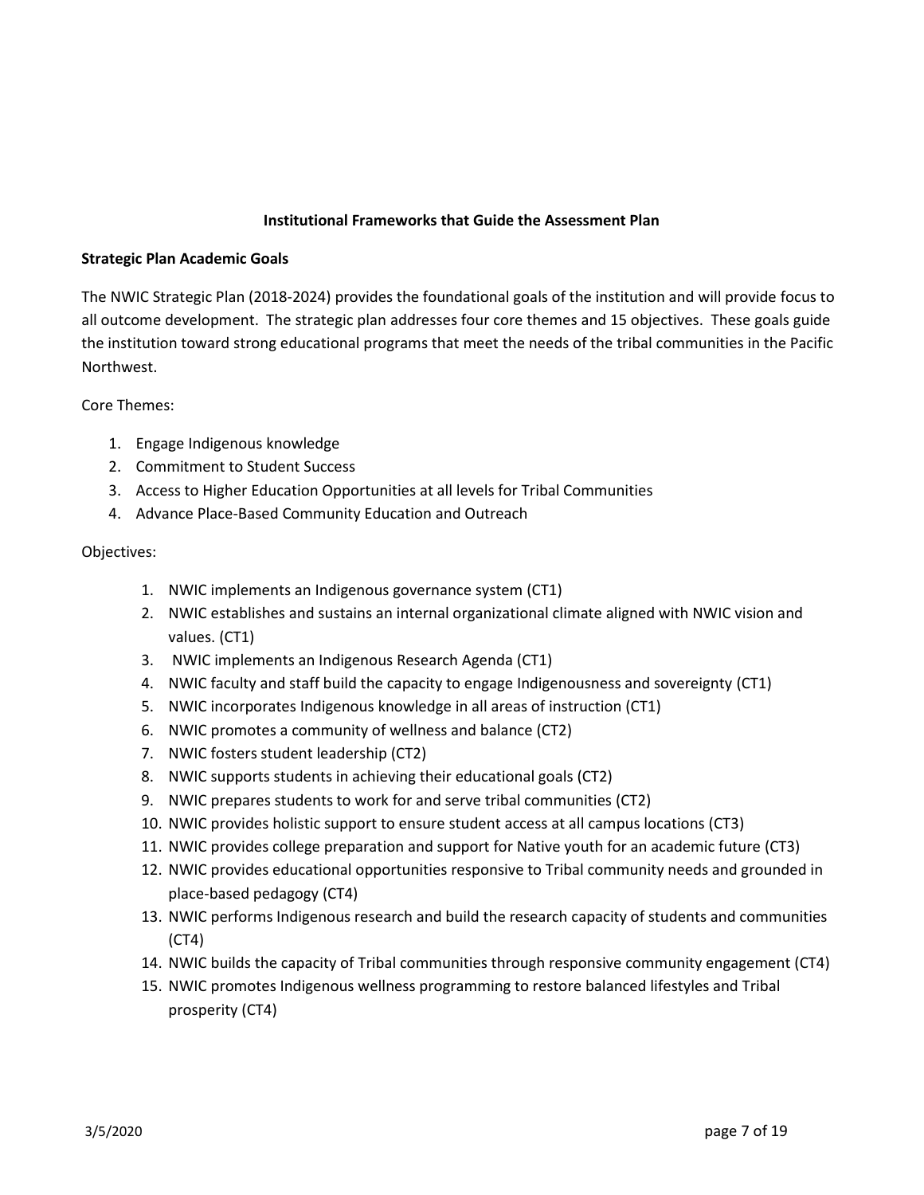## Institutional Frameworks that Guide the Assessment Plan

### Strategic Plan Academic Goals

The NWIC Strategic Plan (2018-2024) provides the foundational goals of the institution and will provide focus to all outcome development. The strategic plan addresses four core themes and 15 objectives. These goals guide the institution toward strong educational programs that meet the needs of the tribal communities in the Pacific Northwest.

Core Themes:

1. Engage Indigenous knowledge
2. Commitment to Student Success
3. Access to Higher Education Opportunities at all levels for Tribal Communities
4. Advance Place-Based Community Education and Outreach

Objectives:

1. NWIC implements an Indigenous governance system (CT1)
2. NWIC establishes and sustains an internal organizational climate aligned with NWIC vision and values. (CT1)
3. NWIC implements an Indigenous Research Agenda (CT1)
4. NWIC faculty and staff build the capacity to engage Indigenousness and sovereignty (CT1)
5. NWIC incorporates Indigenous knowledge in all areas of instruction (CT1)
6. NWIC promotes a community of wellness and balance (CT2)
7. NWIC fosters student leadership (CT2)
8. NWIC supports students in achieving their educational goals (CT2)
9. NWIC prepares students to work for and serve tribal communities (CT2)
10. NWIC provides holistic support to ensure student access at all campus locations (CT3)
11. NWIC provides college preparation and support for Native youth for an academic future (CT3)
12. NWIC provides educational opportunities responsive to Tribal community needs and grounded in place-based pedagogy (CT4)
13. NWIC performs Indigenous research and build the research capacity of students and communities (CT4)
14. NWIC builds the capacity of Tribal communities through responsive community engagement (CT4)
15. NWIC promotes Indigenous wellness programming to restore balanced lifestyles and Tribal prosperity (CT4)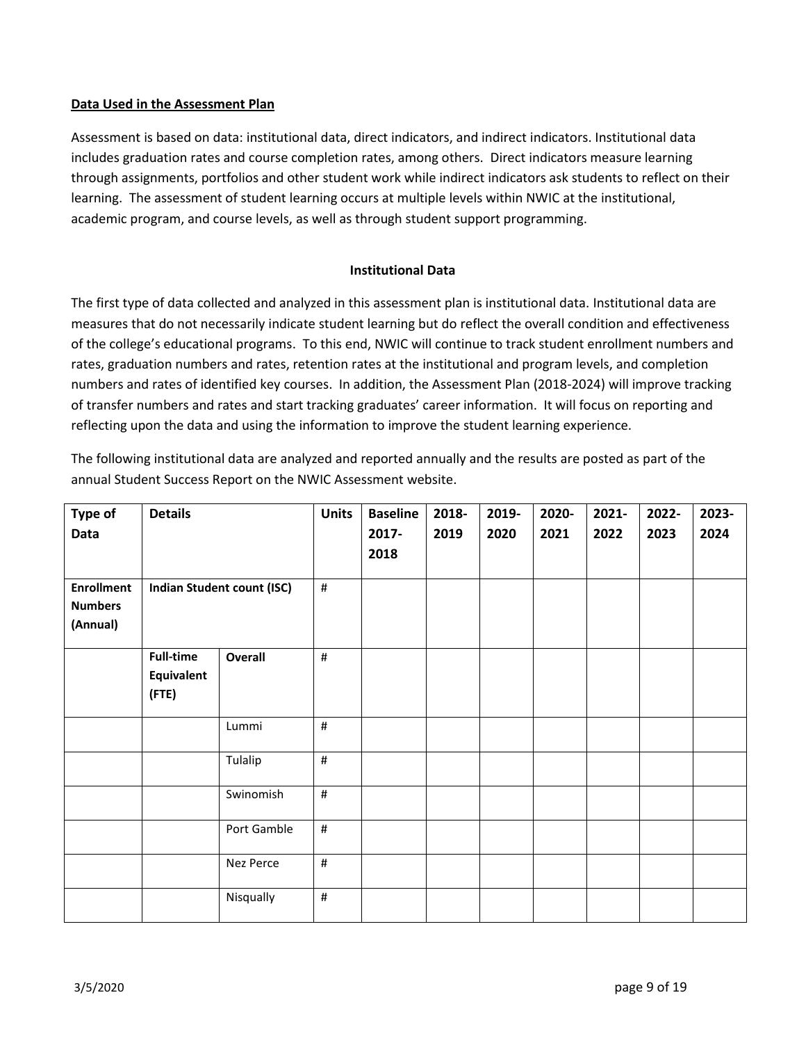**<u>Data Used in the Assessment Plan</u>**

Assessment is based on data: institutional data, direct indicators, and indirect indicators. Institutional data includes graduation rates and course completion rates, among others. Direct indicators measure learning through assignments, portfolios and other student work while indirect indicators ask students to reflect on their learning. The assessment of student learning occurs at multiple levels within NWIC at the institutional, academic program, and course levels, as well as through student support programming.

### Institutional Data

The first type of data collected and analyzed in this assessment plan is institutional data. Institutional data are measures that do not necessarily indicate student learning but do reflect the overall condition and effectiveness of the college's educational programs. To this end, NWIC will continue to track student enrollment numbers and rates, graduation numbers and rates, retention rates at the institutional and program levels, and completion numbers and rates of identified key courses. In addition, the Assessment Plan (2018-2024) will improve tracking of transfer numbers and rates and start tracking graduates' career information. It will focus on reporting and reflecting upon the data and using the information to improve the student learning experience.

The following institutional data are analyzed and reported annually and the results are posted as part of the annual Student Success Report on the NWIC Assessment website.

| Type of Data | Details | | Units | Baseline 2017-2018 | 2018-2019 | 2019-2020 | 2020-2021 | 2021-2022 | 2022-2023 | 2023-2024 |
|---|---|---|---|---|---|---|---|---|---|---|
| **Enrollment Numbers (Annual)** | **Indian Student count (ISC)** | | # | | | | | | | |
| | **Full-time Equivalent (FTE)** | **Overall** | # | | | | | | | |
| | | Lummi | # | | | | | | | |
| | | Tulalip | # | | | | | | | |
| | | Swinomish | # | | | | | | | |
| | | Port Gamble | # | | | | | | | |
| | | Nez Perce | # | | | | | | | |
| | | Nisqually | # | | | | | | | |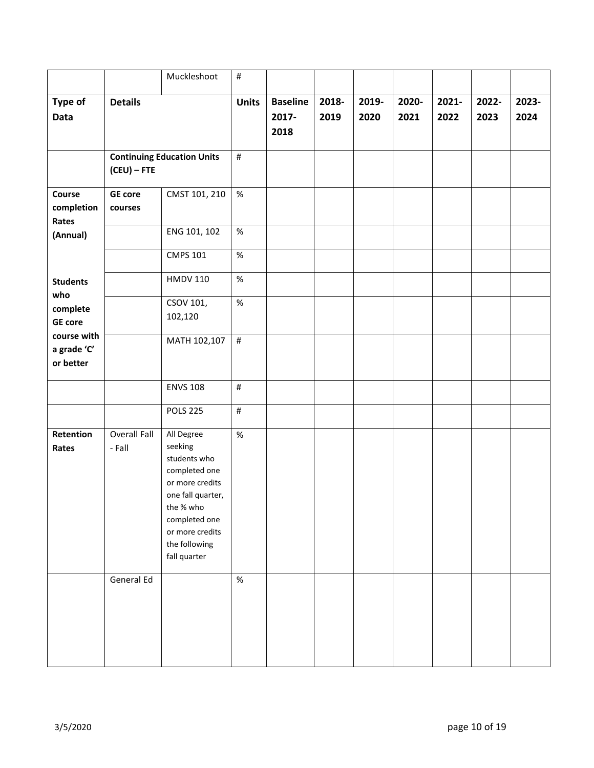| | | Muckleshoot | # | | | | | | | |
|---|---|---|---|---|---|---|---|---|---|---|
| **Type of Data** | **Details** | | **Units** | **Baseline 2017-2018** | **2018-2019** | **2019-2020** | **2020-2021** | **2021-2022** | **2022-2023** | **2023-2024** |
| | **Continuing Education Units (CEU) – FTE** | | # | | | | | | | |
| **Course completion Rates (Annual)** | **GE core courses** | CMST 101, 210 | % | | | | | | | |
| | | ENG 101, 102 | % | | | | | | | |
| | | CMPS 101 | % | | | | | | | |
| **Students who complete GE core course with a grade 'C' or better** | | HMDV 110 | % | | | | | | | |
| | | CSOV 101, 102,120 | % | | | | | | | |
| | | MATH 102,107 | # | | | | | | | |
| | | ENVS 108 | # | | | | | | | |
| | | POLS 225 | # | | | | | | | |
| **Retention Rates** | Overall Fall - Fall | All Degree seeking students who completed one or more credits one fall quarter, the % who completed one or more credits the following fall quarter | % | | | | | | | |
| | General Ed | | % | | | | | | | |

3/5/2020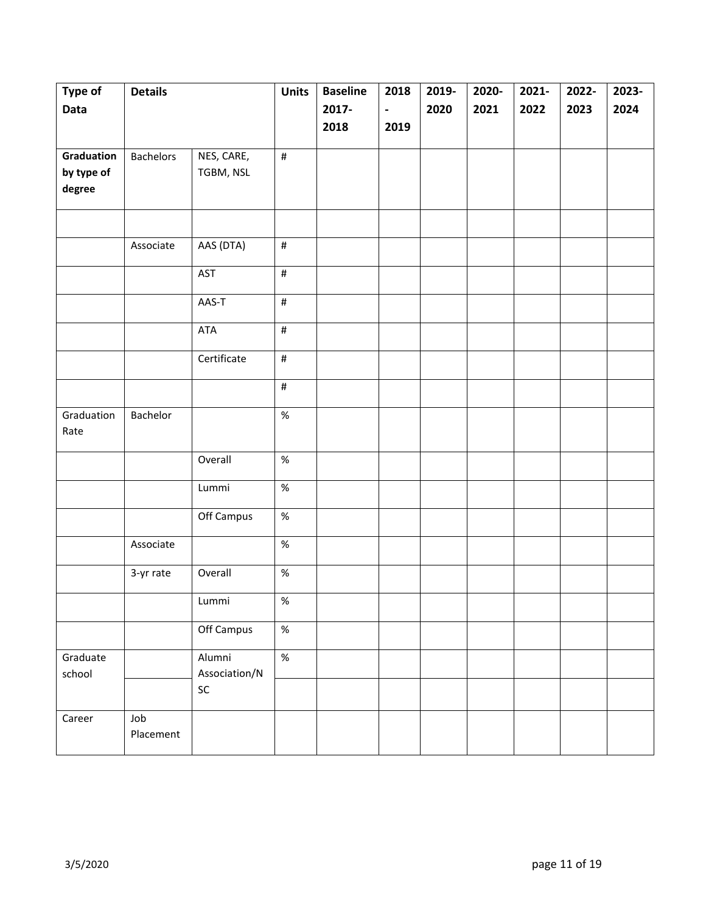| Type of Data | Details | | Units | Baseline 2017-2018 | 2018 - 2019 | 2019-2020 | 2020-2021 | 2021-2022 | 2022-2023 | 2023-2024 |
|---|---|---|---|---|---|---|---|---|---|---|
| **Graduation by type of degree** | Bachelors | NES, CARE, TGBM, NSL | # | | | | | | | |
| | | | | | | | | | | |
| | Associate | AAS (DTA) | # | | | | | | | |
| | | AST | # | | | | | | | |
| | | AAS-T | # | | | | | | | |
| | | ATA | # | | | | | | | |
| | | Certificate | # | | | | | | | |
| | | | # | | | | | | | |
| Graduation Rate | Bachelor | | % | | | | | | | |
| | | Overall | % | | | | | | | |
| | | Lummi | % | | | | | | | |
| | | Off Campus | % | | | | | | | |
| | Associate | | % | | | | | | | |
| | 3-yr rate | Overall | % | | | | | | | |
| | | Lummi | % | | | | | | | |
| | | Off Campus | % | | | | | | | |
| Graduate school | | Alumni Association/NSC | % | | | | | | | |
| | | | | | | | | | | |
| Career | Job Placement | | | | | | | | | |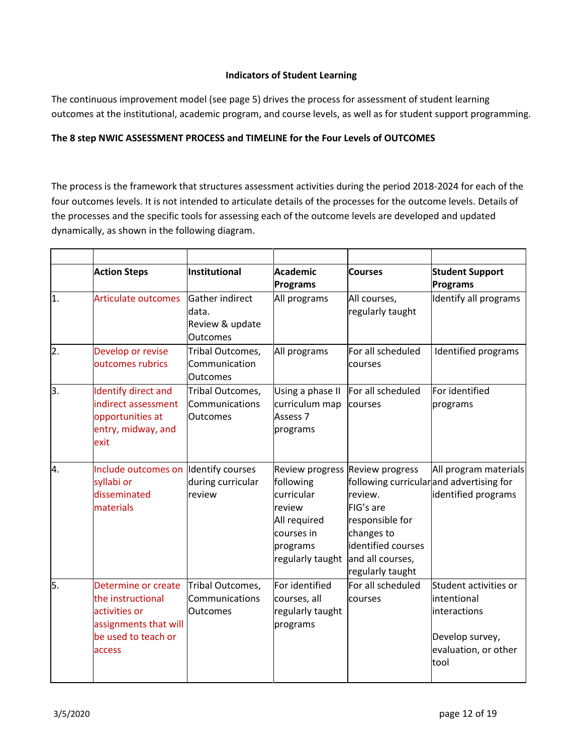**Indicators of Student Learning**

The continuous improvement model (see page 5) drives the process for assessment of student learning outcomes at the institutional, academic program, and course levels, as well as for student support programming.

**The 8 step NWIC ASSESSMENT PROCESS and TIMELINE for the Four Levels of OUTCOMES**

The process is the framework that structures assessment activities during the period 2018-2024 for each of the four outcomes levels. It is not intended to articulate details of the processes for the outcome levels. Details of the processes and the specific tools for assessing each of the outcome levels are developed and updated dynamically, as shown in the following diagram.

| | | | | | |
|---|---|---|---|---|---|
| | **Action Steps** | **Institutional** | **Academic Programs** | **Courses** | **Student Support Programs** |
| 1. | Articulate outcomes | Gather indirect data.<br>Review & update Outcomes | All programs | All courses, regularly taught | Identify all programs |
| 2. | Develop or revise outcomes rubrics | Tribal Outcomes, Communication Outcomes | All programs | For all scheduled courses | Identified programs |
| 3. | Identify direct and indirect assessment opportunities at entry, midway, and exit | Tribal Outcomes, Communications Outcomes | Using a phase II curriculum map Assess 7 programs | For all scheduled courses | For identified programs |
| 4. | Include outcomes on syllabi or disseminated materials | Identify courses during curricular review | Review progress following curricular review<br>All required courses in programs regularly taught | Review progress following curricular review.<br>FIG's are responsible for changes to identified courses and all courses, regularly taught | All program materials and advertising for identified programs |
| 5. | Determine or create the instructional activities or assignments that will be used to teach or access | Tribal Outcomes, Communications Outcomes | For identified courses, all regularly taught programs | For all scheduled courses | Student activities or intentional interactions<br><br>Develop survey, evaluation, or other tool |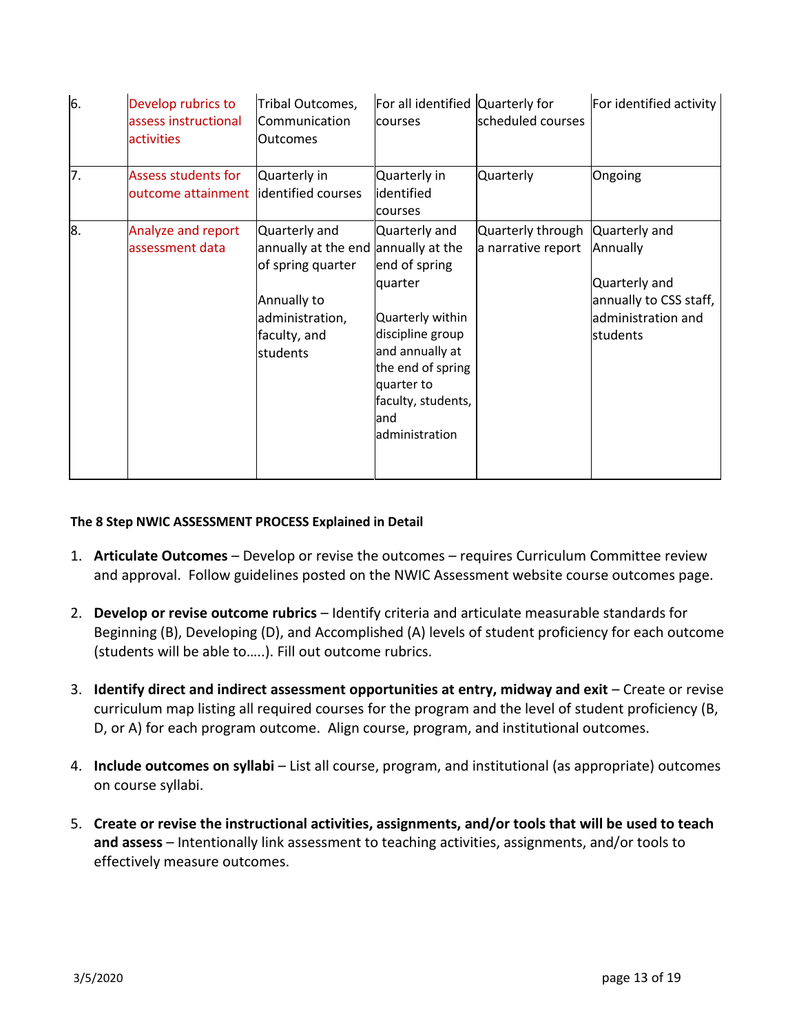| | | | | | |
|---|---|---|---|---|---|
| 6. | Develop rubrics to assess instructional activities | Tribal Outcomes, Communication Outcomes | For all identified courses | Quarterly for scheduled courses | For identified activity |
| 7. | Assess students for outcome attainment | Quarterly in identified courses | Quarterly in identified courses | Quarterly | Ongoing |
| 8. | Analyze and report assessment data | Quarterly and annually at the end of spring quarter<br><br>Annually to administration, faculty, and students | Quarterly and annually at the end of spring quarter<br><br>Quarterly within discipline group and annually at the end of spring quarter to faculty, students, and administration | Quarterly through a narrative report | Quarterly and Annually<br><br>Quarterly and annually to CSS staff, administration and students |

**The 8 Step NWIC ASSESSMENT PROCESS Explained in Detail**

1. **Articulate Outcomes** – Develop or revise the outcomes – requires Curriculum Committee review and approval. Follow guidelines posted on the NWIC Assessment website course outcomes page.

2. **Develop or revise outcome rubrics** – Identify criteria and articulate measurable standards for Beginning (B), Developing (D), and Accomplished (A) levels of student proficiency for each outcome (students will be able to…..). Fill out outcome rubrics.

3. **Identify direct and indirect assessment opportunities at entry, midway and exit** – Create or revise curriculum map listing all required courses for the program and the level of student proficiency (B, D, or A) for each program outcome. Align course, program, and institutional outcomes.

4. **Include outcomes on syllabi** – List all course, program, and institutional (as appropriate) outcomes on course syllabi.

5. **Create or revise the instructional activities, assignments, and/or tools that will be used to teach and assess** – Intentionally link assessment to teaching activities, assignments, and/or tools to effectively measure outcomes.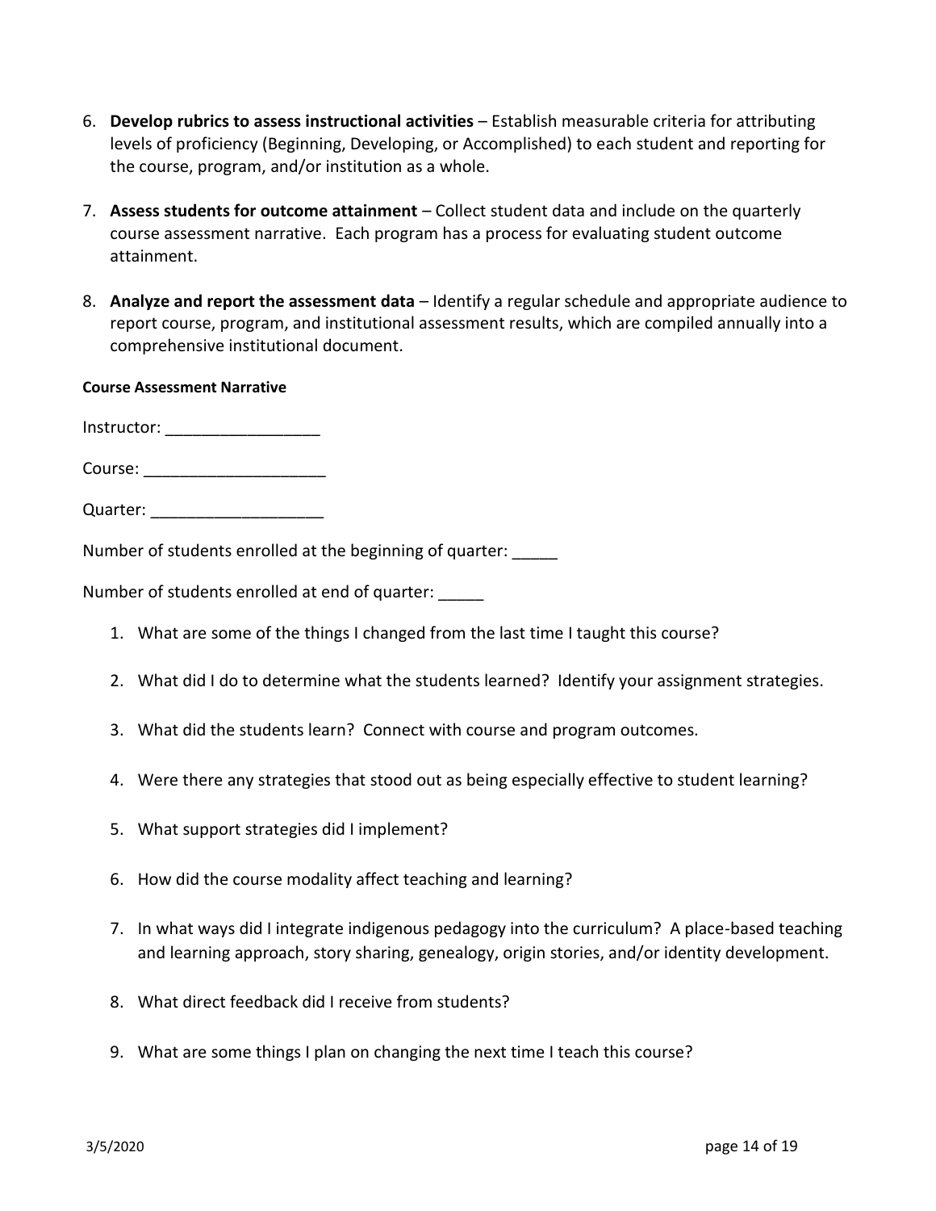6. **Develop rubrics to assess instructional activities** – Establish measurable criteria for attributing levels of proficiency (Beginning, Developing, or Accomplished) to each student and reporting for the course, program, and/or institution as a whole.

7. **Assess students for outcome attainment** – Collect student data and include on the quarterly course assessment narrative. Each program has a process for evaluating student outcome attainment.

8. **Analyze and report the assessment data** – Identify a regular schedule and appropriate audience to report course, program, and institutional assessment results, which are compiled annually into a comprehensive institutional document.

**Course Assessment Narrative**

Instructor: _________________

Course: ____________________

Quarter: ___________________

Number of students enrolled at the beginning of quarter: _____

Number of students enrolled at end of quarter: _____

1. What are some of the things I changed from the last time I taught this course?

2. What did I do to determine what the students learned? Identify your assignment strategies.

3. What did the students learn? Connect with course and program outcomes.

4. Were there any strategies that stood out as being especially effective to student learning?

5. What support strategies did I implement?

6. How did the course modality affect teaching and learning?

7. In what ways did I integrate indigenous pedagogy into the curriculum? A place-based teaching and learning approach, story sharing, genealogy, origin stories, and/or identity development.

8. What direct feedback did I receive from students?

9. What are some things I plan on changing the next time I teach this course?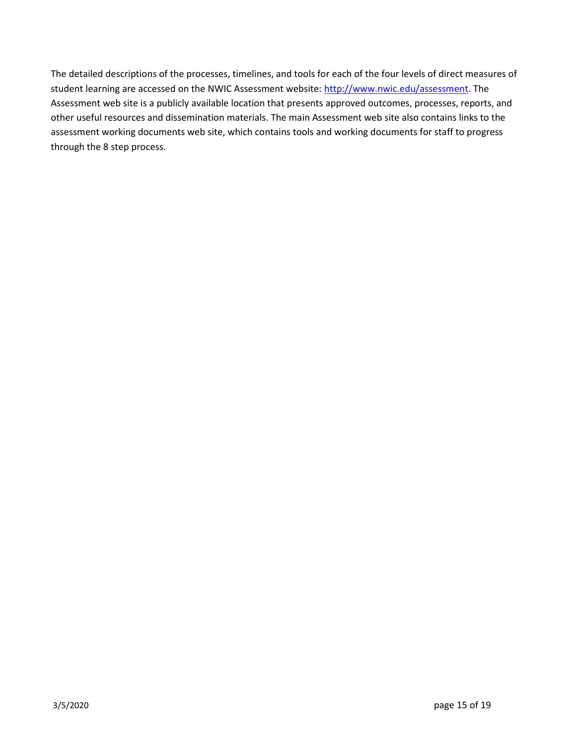The detailed descriptions of the processes, timelines, and tools for each of the four levels of direct measures of student learning are accessed on the NWIC Assessment website: [http://www.nwic.edu/assessment](http://www.nwic.edu/assessment). The Assessment web site is a publicly available location that presents approved outcomes, processes, reports, and other useful resources and dissemination materials. The main Assessment web site also contains links to the assessment working documents web site, which contains tools and working documents for staff to progress through the 8 step process.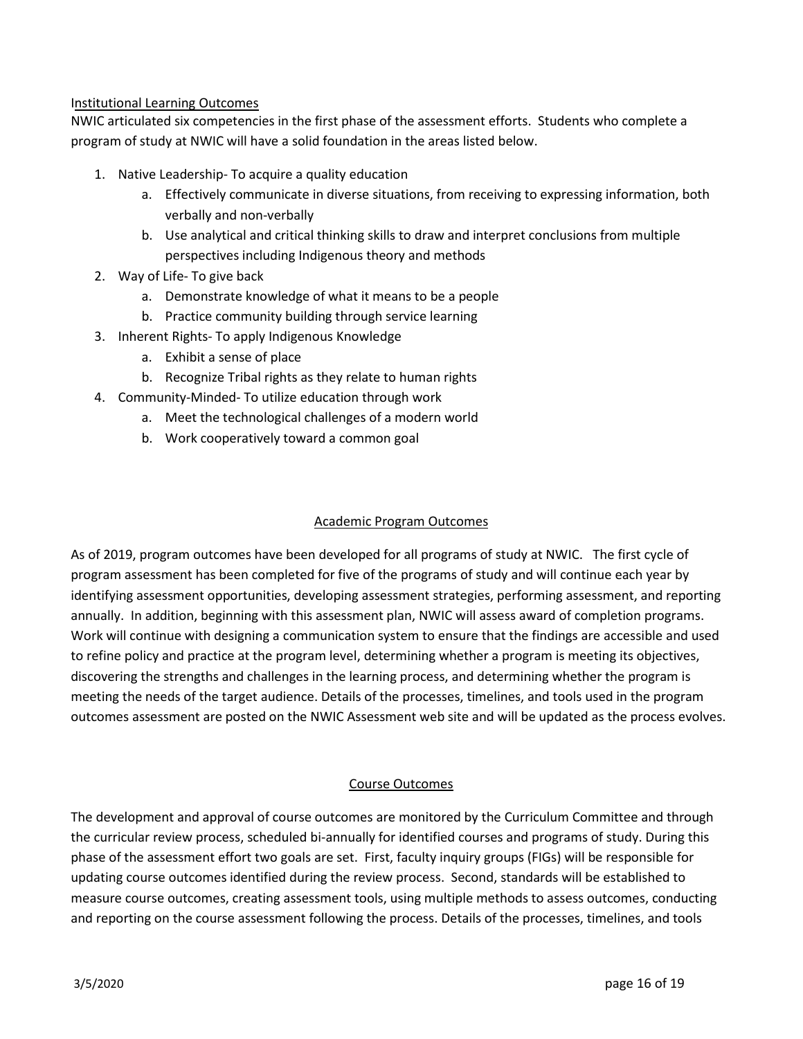## Institutional Learning Outcomes

NWIC articulated six competencies in the first phase of the assessment efforts. Students who complete a program of study at NWIC will have a solid foundation in the areas listed below.

1. Native Leadership- To acquire a quality education
   a. Effectively communicate in diverse situations, from receiving to expressing information, both verbally and non-verbally
   b. Use analytical and critical thinking skills to draw and interpret conclusions from multiple perspectives including Indigenous theory and methods
2. Way of Life- To give back
   a. Demonstrate knowledge of what it means to be a people
   b. Practice community building through service learning
3. Inherent Rights- To apply Indigenous Knowledge
   a. Exhibit a sense of place
   b. Recognize Tribal rights as they relate to human rights
4. Community-Minded- To utilize education through work
   a. Meet the technological challenges of a modern world
   b. Work cooperatively toward a common goal

## Academic Program Outcomes

As of 2019, program outcomes have been developed for all programs of study at NWIC. The first cycle of program assessment has been completed for five of the programs of study and will continue each year by identifying assessment opportunities, developing assessment strategies, performing assessment, and reporting annually. In addition, beginning with this assessment plan, NWIC will assess award of completion programs. Work will continue with designing a communication system to ensure that the findings are accessible and used to refine policy and practice at the program level, determining whether a program is meeting its objectives, discovering the strengths and challenges in the learning process, and determining whether the program is meeting the needs of the target audience. Details of the processes, timelines, and tools used in the program outcomes assessment are posted on the NWIC Assessment web site and will be updated as the process evolves.

## Course Outcomes

The development and approval of course outcomes are monitored by the Curriculum Committee and through the curricular review process, scheduled bi-annually for identified courses and programs of study. During this phase of the assessment effort two goals are set. First, faculty inquiry groups (FIGs) will be responsible for updating course outcomes identified during the review process. Second, standards will be established to measure course outcomes, creating assessment tools, using multiple methods to assess outcomes, conducting and reporting on the course assessment following the process. Details of the processes, timelines, and tools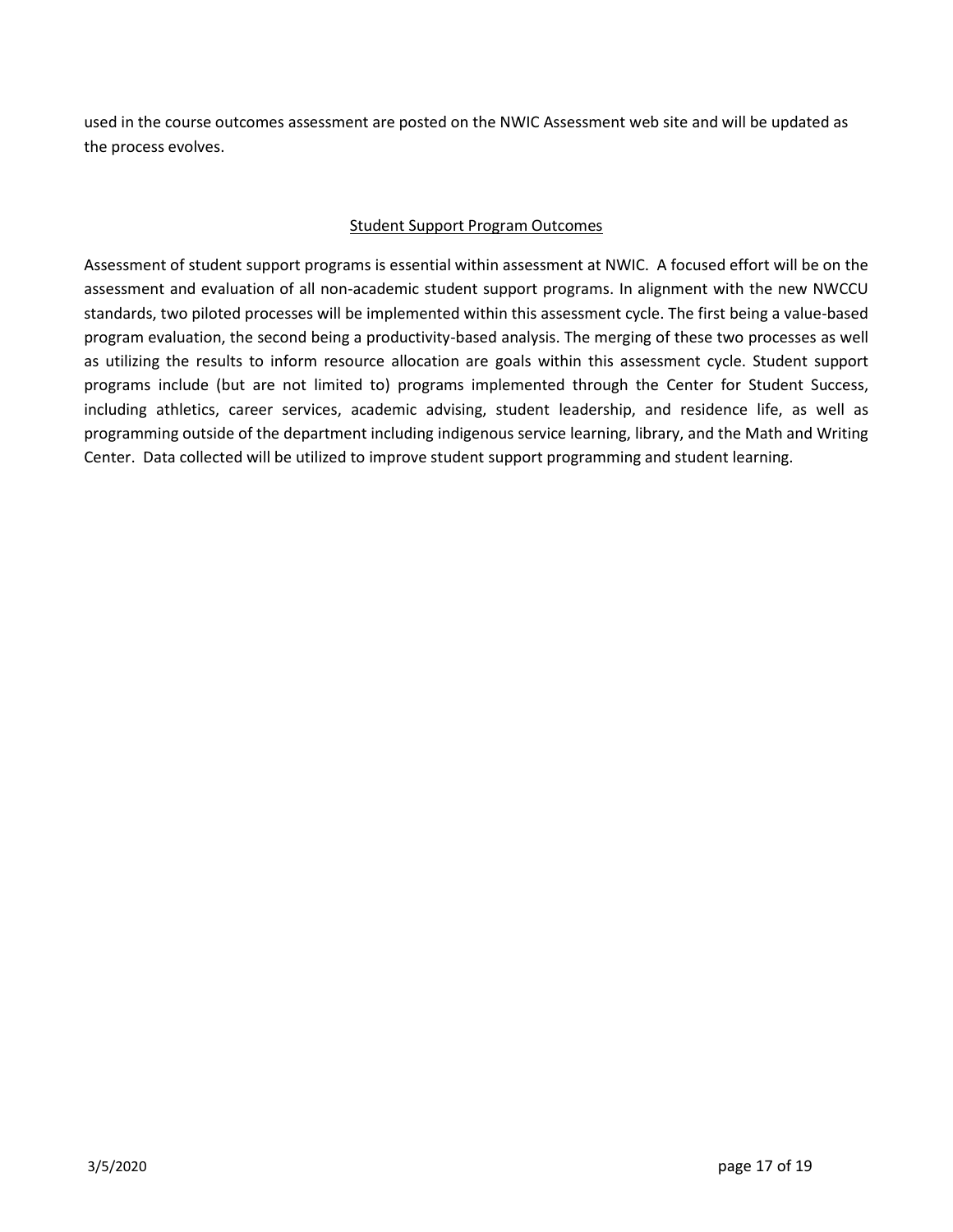used in the course outcomes assessment are posted on the NWIC Assessment web site and will be updated as the process evolves.

## Student Support Program Outcomes

Assessment of student support programs is essential within assessment at NWIC. A focused effort will be on the assessment and evaluation of all non-academic student support programs. In alignment with the new NWCCU standards, two piloted processes will be implemented within this assessment cycle. The first being a value-based program evaluation, the second being a productivity-based analysis. The merging of these two processes as well as utilizing the results to inform resource allocation are goals within this assessment cycle. Student support programs include (but are not limited to) programs implemented through the Center for Student Success, including athletics, career services, academic advising, student leadership, and residence life, as well as programming outside of the department including indigenous service learning, library, and the Math and Writing Center. Data collected will be utilized to improve student support programming and student learning.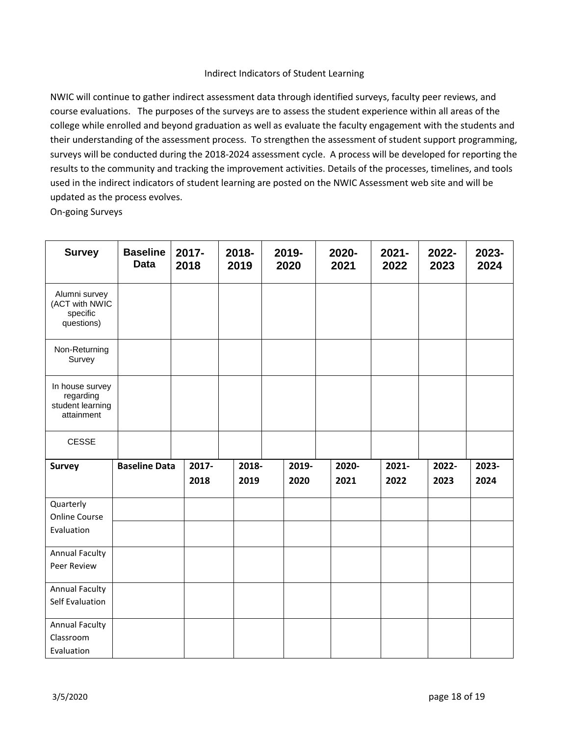## Indirect Indicators of Student Learning

NWIC will continue to gather indirect assessment data through identified surveys, faculty peer reviews, and course evaluations. The purposes of the surveys are to assess the student experience within all areas of the college while enrolled and beyond graduation as well as evaluate the faculty engagement with the students and their understanding of the assessment process. To strengthen the assessment of student support programming, surveys will be conducted during the 2018-2024 assessment cycle. A process will be developed for reporting the results to the community and tracking the improvement activities. Details of the processes, timelines, and tools used in the indirect indicators of student learning are posted on the NWIC Assessment web site and will be updated as the process evolves.

On-going Surveys

| Survey | Baseline Data | 2017-2018 | 2018-2019 | 2019-2020 | 2020-2021 | 2021-2022 | 2022-2023 | 2023-2024 |
|---|---|---|---|---|---|---|---|---|
| Alumni survey (ACT with NWIC specific questions) | | | | | | | | |
| Non-Returning Survey | | | | | | | | |
| In house survey regarding student learning attainment | | | | | | | | |
| CESSE | | | | | | | | |

| Survey | Baseline Data | 2017-2018 | 2018-2019 | 2019-2020 | 2020-2021 | 2021-2022 | 2022-2023 | 2023-2024 |
|---|---|---|---|---|---|---|---|---|
| Quarterly Online Course Evaluation | | | | | | | | |
| | | | | | | | | |
| Annual Faculty Peer Review | | | | | | | | |
| Annual Faculty Self Evaluation | | | | | | | | |
| Annual Faculty Classroom Evaluation | | | | | | | | |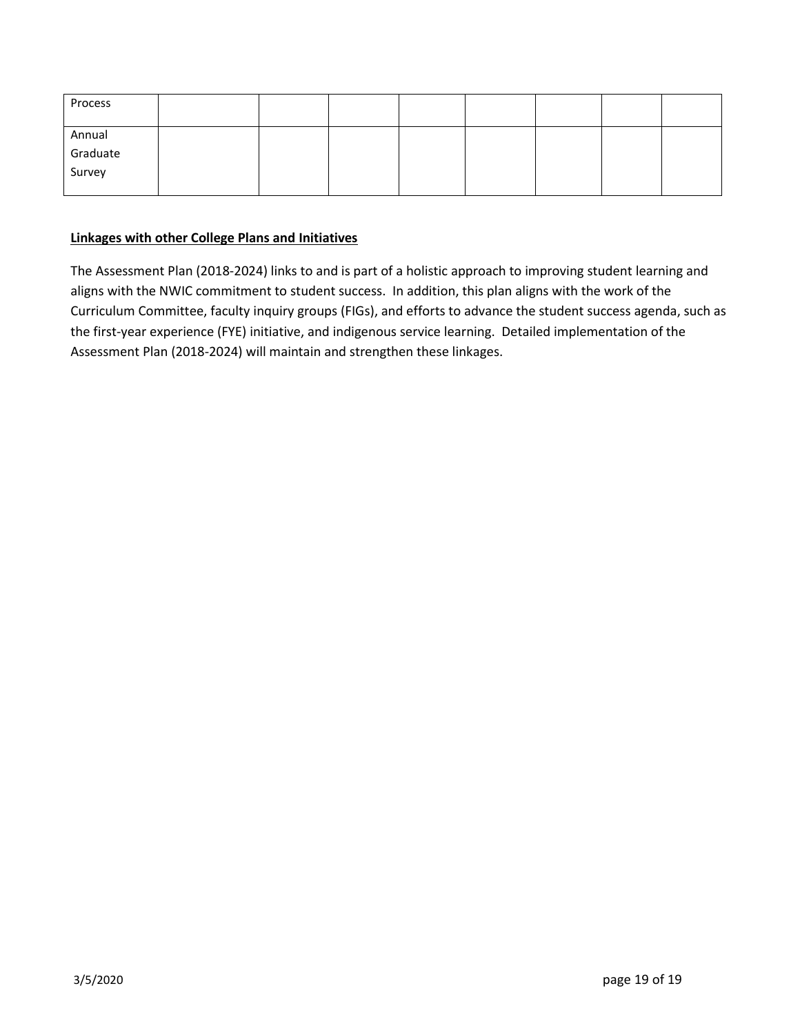| | | | | | | | | |
|---|---|---|---|---|---|---|---|---|
| Process | | | | | | | | |
| Annual Graduate Survey | | | | | | | | |

**Linkages with other College Plans and Initiatives**

The Assessment Plan (2018-2024) links to and is part of a holistic approach to improving student learning and aligns with the NWIC commitment to student success. In addition, this plan aligns with the work of the Curriculum Committee, faculty inquiry groups (FIGs), and efforts to advance the student success agenda, such as the first-year experience (FYE) initiative, and indigenous service learning. Detailed implementation of the Assessment Plan (2018-2024) will maintain and strengthen these linkages.